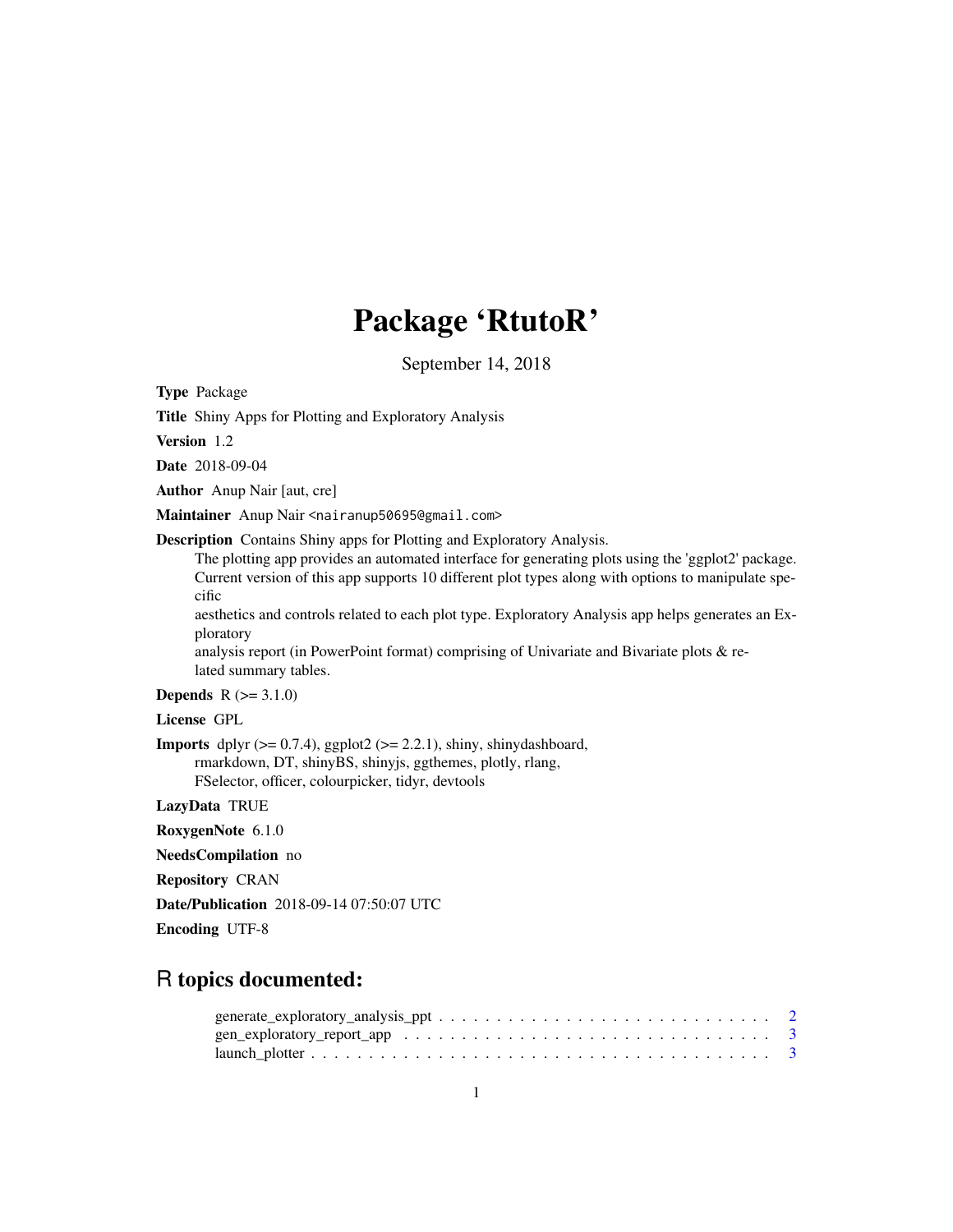# Package 'RtutoR'

September 14, 2018

**Type** Package

**Title** Shiny Apps for Plotting and Exploratory Analysis

**Version** 1.2

**Date** 2018-09-04

**Author** Anup Nair [aut, cre]

**Maintainer** Anup Nair <nairanup50695@gmail.com>

**Description** Contains Shiny apps for Plotting and Exploratory Analysis.
The plotting app provides an automated interface for generating plots using the 'ggplot2' package.
Current version of this app supports 10 different plot types along with options to manipulate specific
aesthetics and controls related to each plot type. Exploratory Analysis app helps generates an Exploratory
analysis report (in PowerPoint format) comprising of Univariate and Bivariate plots & related summary tables.

**Depends** R (>= 3.1.0)

**License** GPL

**Imports** dplyr (>= 0.7.4), ggplot2 (>= 2.2.1), shiny, shinydashboard,
rmarkdown, DT, shinyBS, shinyjs, ggthemes, plotly, rlang,
FSelector, officer, colourpicker, tidyr, devtools

**LazyData** TRUE

**RoxygenNote** 6.1.0

**NeedsCompilation** no

**Repository** CRAN

**Date/Publication** 2018-09-14 07:50:07 UTC

**Encoding** UTF-8

## R topics documented:

generate_exploratory_analysis_ppt . . . . . . . . . . . . . . . . . . . . . . . . . . . . 2
gen_exploratory_report_app . . . . . . . . . . . . . . . . . . . . . . . . . . . . . . . 3
launch_plotter . . . . . . . . . . . . . . . . . . . . . . . . . . . . . . . . . . . . . 3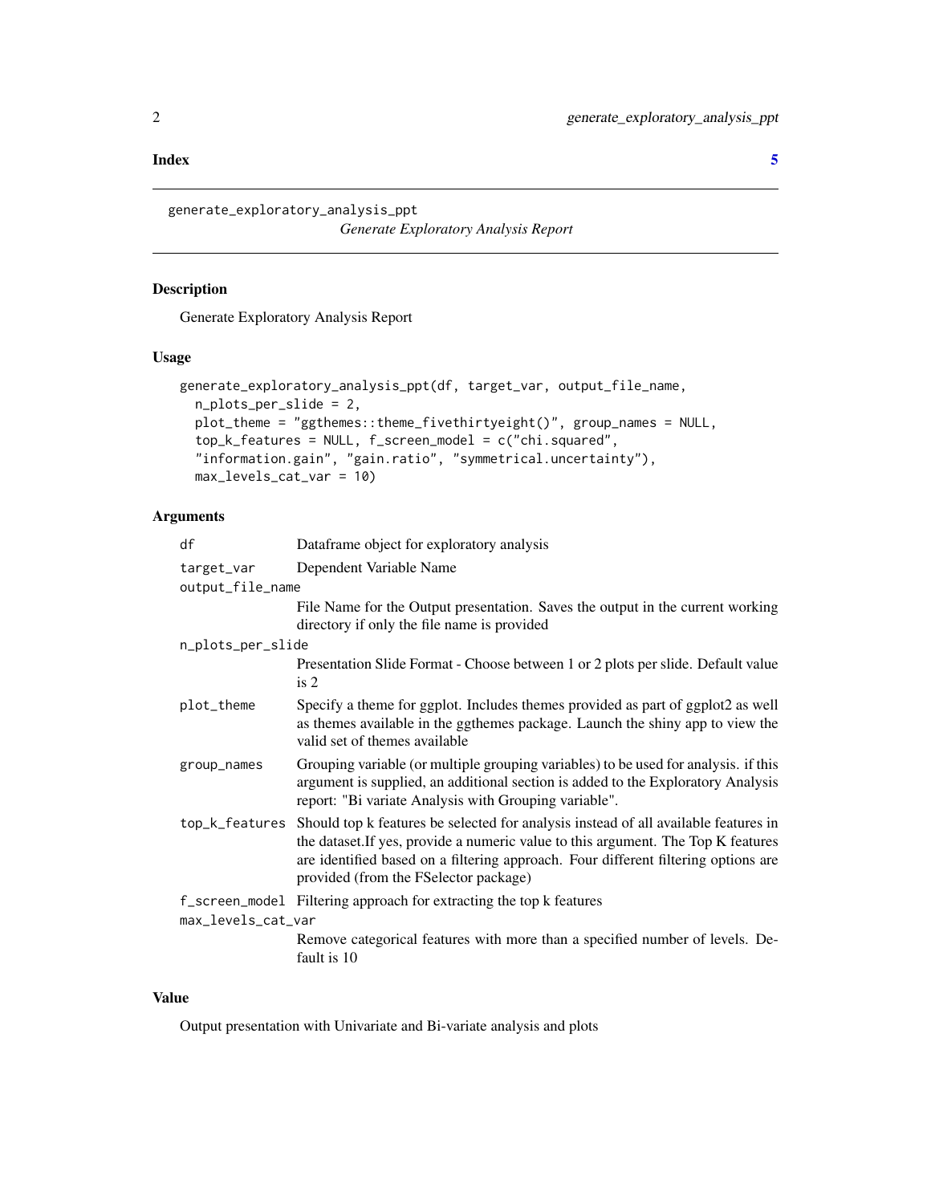**Index** **5**

---

generate_exploratory_analysis_ppt

*Generate Exploratory Analysis Report*

---

## Description

Generate Exploratory Analysis Report

## Usage

```
generate_exploratory_analysis_ppt(df, target_var, output_file_name,
  n_plots_per_slide = 2,
  plot_theme = "ggthemes::theme_fivethirtyeight()", group_names = NULL,
  top_k_features = NULL, f_screen_model = c("chi.squared",
  "information.gain", "gain.ratio", "symmetrical.uncertainty"),
  max_levels_cat_var = 10)
```

## Arguments

| | |
|---|---|
| `df` | Dataframe object for exploratory analysis |
| `target_var` | Dependent Variable Name |
| `output_file_name` | File Name for the Output presentation. Saves the output in the current working directory if only the file name is provided |
| `n_plots_per_slide` | Presentation Slide Format - Choose between 1 or 2 plots per slide. Default value is 2 |
| `plot_theme` | Specify a theme for ggplot. Includes themes provided as part of ggplot2 as well as themes available in the ggthemes package. Launch the shiny app to view the valid set of themes available |
| `group_names` | Grouping variable (or multiple grouping variables) to be used for analysis. if this argument is supplied, an additional section is added to the Exploratory Analysis report: "Bi variate Analysis with Grouping variable". |
| `top_k_features` | Should top k features be selected for analysis instead of all available features in the dataset.If yes, provide a numeric value to this argument. The Top K features are identified based on a filtering approach. Four different filtering options are provided (from the FSelector package) |
| `f_screen_model` | Filtering approach for extracting the top k features |
| `max_levels_cat_var` | Remove categorical features with more than a specified number of levels. Default is 10 |

## Value

Output presentation with Univariate and Bi-variate analysis and plots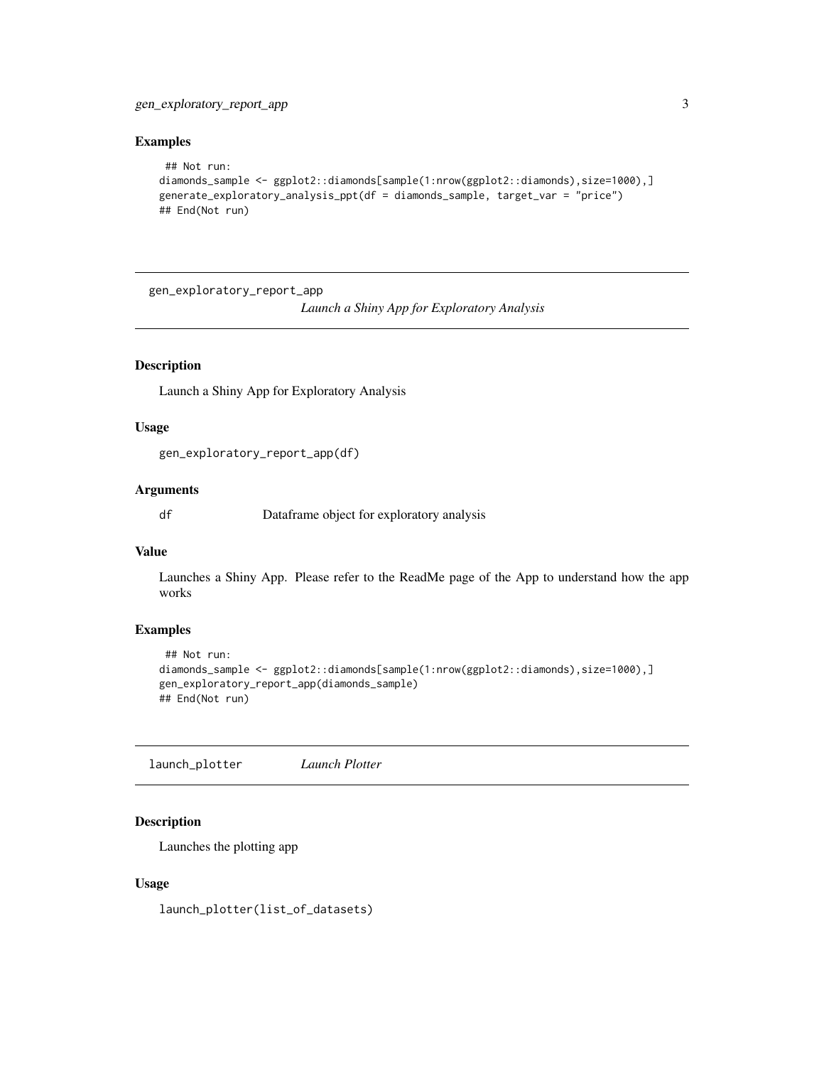### Examples

```
## Not run:
diamonds_sample <- ggplot2::diamonds[sample(1:nrow(ggplot2::diamonds),size=1000),]
generate_exploratory_analysis_ppt(df = diamonds_sample, target_var = "price")
## End(Not run)
```

---

## gen_exploratory_report_app — *Launch a Shiny App for Exploratory Analysis*

---

### Description

Launch a Shiny App for Exploratory Analysis

### Usage

```
gen_exploratory_report_app(df)
```

### Arguments

| | |
|---|---|
| df | Dataframe object for exploratory analysis |

### Value

Launches a Shiny App. Please refer to the ReadMe page of the App to understand how the app works

### Examples

```
## Not run:
diamonds_sample <- ggplot2::diamonds[sample(1:nrow(ggplot2::diamonds),size=1000),]
gen_exploratory_report_app(diamonds_sample)
## End(Not run)
```

---

## launch_plotter — *Launch Plotter*

---

### Description

Launches the plotting app

### Usage

```
launch_plotter(list_of_datasets)
```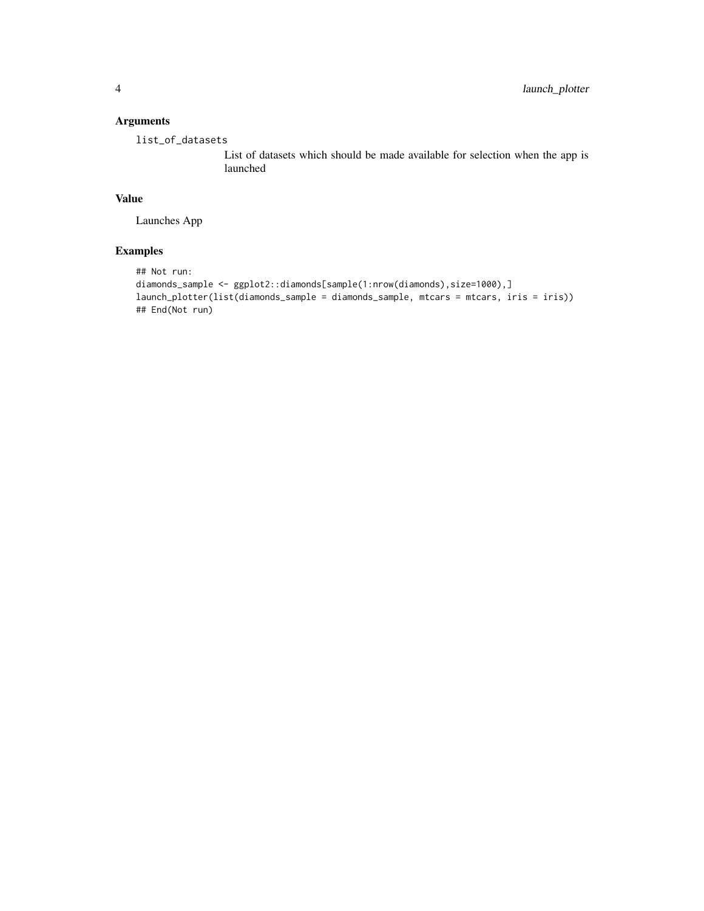## Arguments

`list_of_datasets`
: List of datasets which should be made available for selection when the app is launched

## Value

Launches App

## Examples

```
## Not run:
diamonds_sample <- ggplot2::diamonds[sample(1:nrow(diamonds),size=1000),]
launch_plotter(list(diamonds_sample = diamonds_sample, mtcars = mtcars, iris = iris))
## End(Not run)
```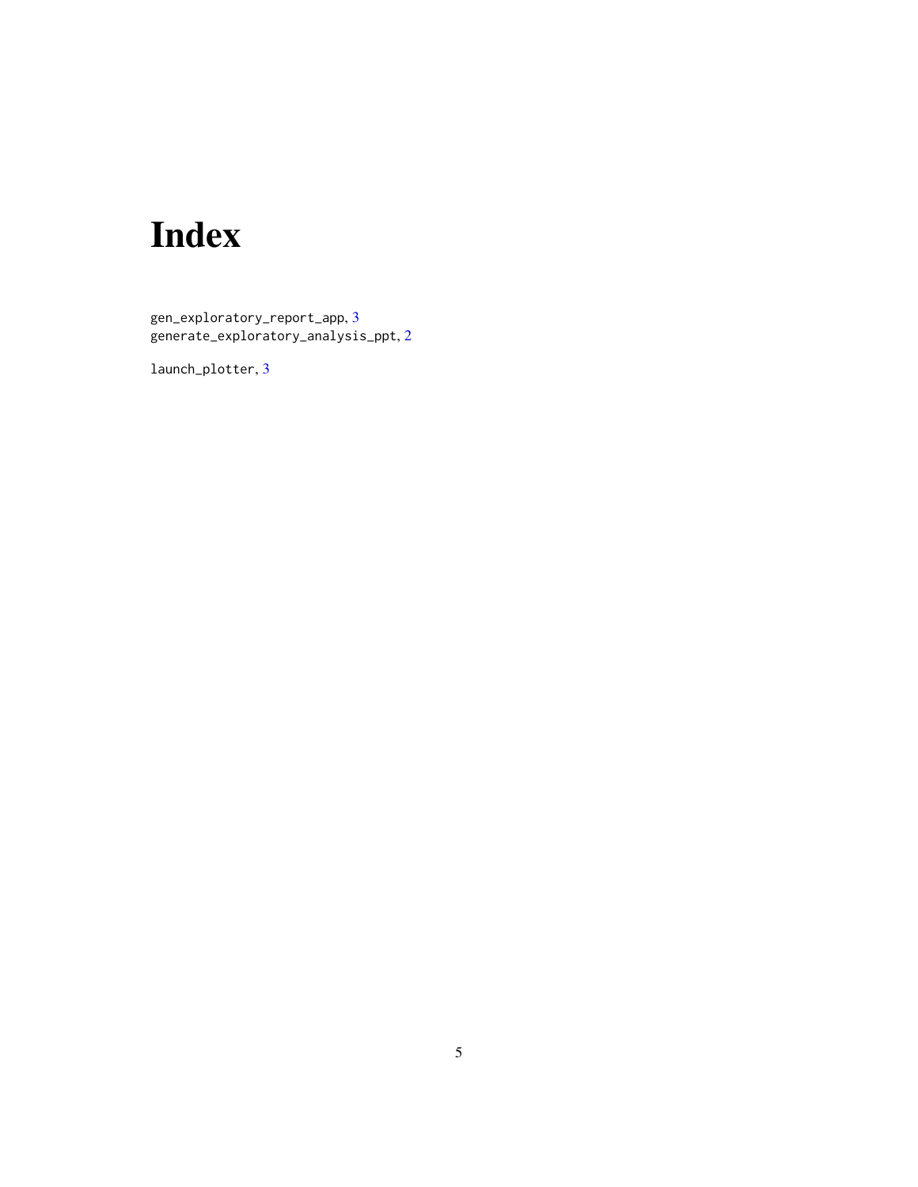# Index

gen_exploratory_report_app, 3
generate_exploratory_analysis_ppt, 2

launch_plotter, 3